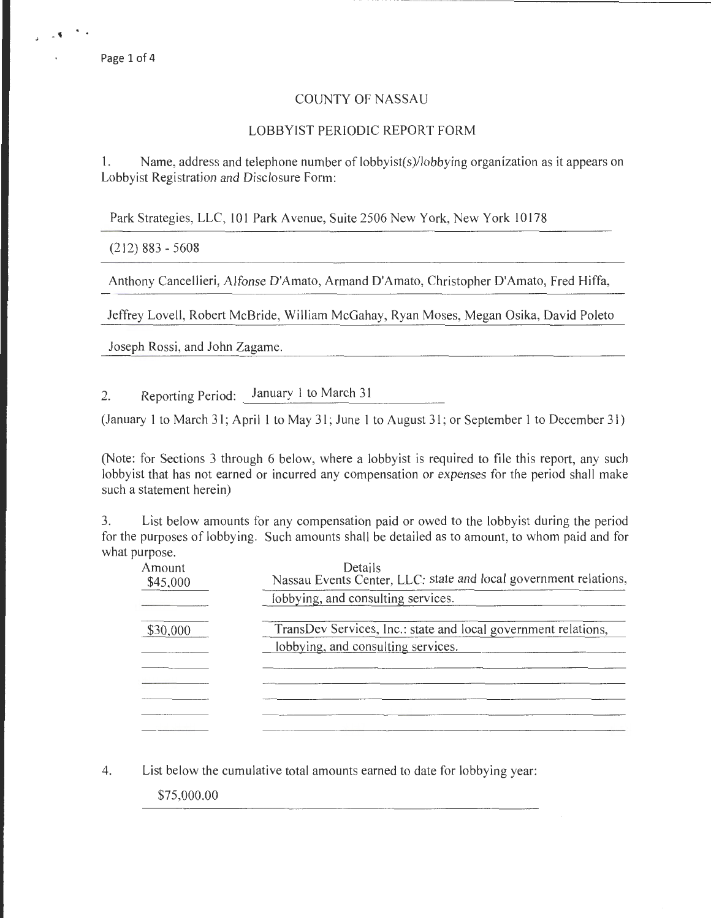# COUNTY OF NASSAU

## LOBBYIST PERIODIC REPORT FORM

1. Name, address and telephone number of lobbyist(s)/lobbying organization as it appears on Lobbyist Registration and Disclosure Form:

Park Strategies, LLC, 101 Park Avenue, Suite 2506 New York, New York 10178

(212) 883 - 5608

Anthony Cancellieri, Alfonse D'Amato, Armand D'Amato, Christopher D'Amato, Fred Hiffa, Jeffrey Lovell, Robert McBride, William McGahay, Ryan Moses, Megan Osika, David Poleto Joseph Rossi, and John Zagame.

2. Reporting Period: January 1 to March 31

(January 1 to March 31; April 1 to May 31; June 1 to August 31; or September 1 to December 31)

(Note: for Sections 3 through 6 below, where a lobbyist is required to file this report, any such lobbyist that has not earned or incurred any compensation or expenses for the period shall make such a statement herein)

3. List below amounts for any compensation paid or owed to the lobbyist during the period for the purposes of lobbying. Such amounts shall be detailed as to amount, to whom paid and for what purpose.

| Amount | Details |
| --- | --- |
| $45,000 | Nassau Events Center, LLC: state and local government relations, lobbying, and consulting services. |
| $30,000 | TransDev Services, Inc.: state and local government relations, lobbying, and consulting services. |

4. List below the cumulative total amounts earned to date for lobbying year:

$75,000.00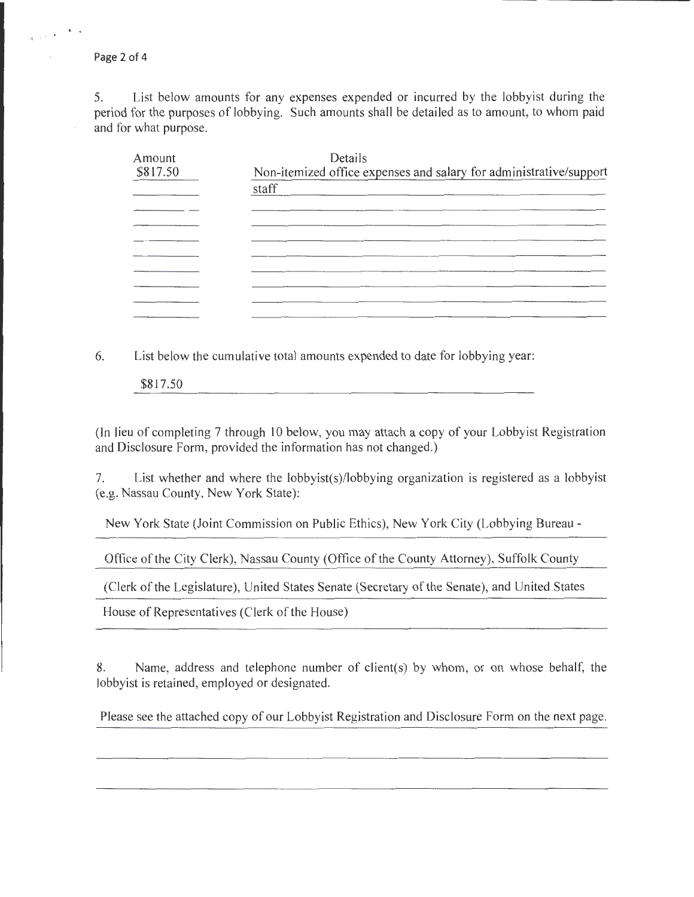5. List below amounts for any expenses expended or incurred by the lobbyist during the period for the purposes of lobbying. Such amounts shall be detailed as to amount, to whom paid and for what purpose.

| Amount | Details |
| --- | --- |
| $817.50 | Non-itemized office expenses and salary for administrative/support staff |

6. List below the cumulative total amounts expended to date for lobbying year:

$817.50

(In lieu of completing 7 through 10 below, you may attach a copy of your Lobbyist Registration and Disclosure Form, provided the information has not changed.)

7. List whether and where the lobbyist(s)/lobbying organization is registered as a lobbyist (e.g. Nassau County, New York State):

New York State (Joint Commission on Public Ethics), New York City (Lobbying Bureau - Office of the City Clerk), Nassau County (Office of the County Attorney), Suffolk County (Clerk of the Legislature), United States Senate (Secretary of the Senate), and United States House of Representatives (Clerk of the House)

8. Name, address and telephone number of client(s) by whom, or on whose behalf, the lobbyist is retained, employed or designated.

Please see the attached copy of our Lobbyist Registration and Disclosure Form on the next page.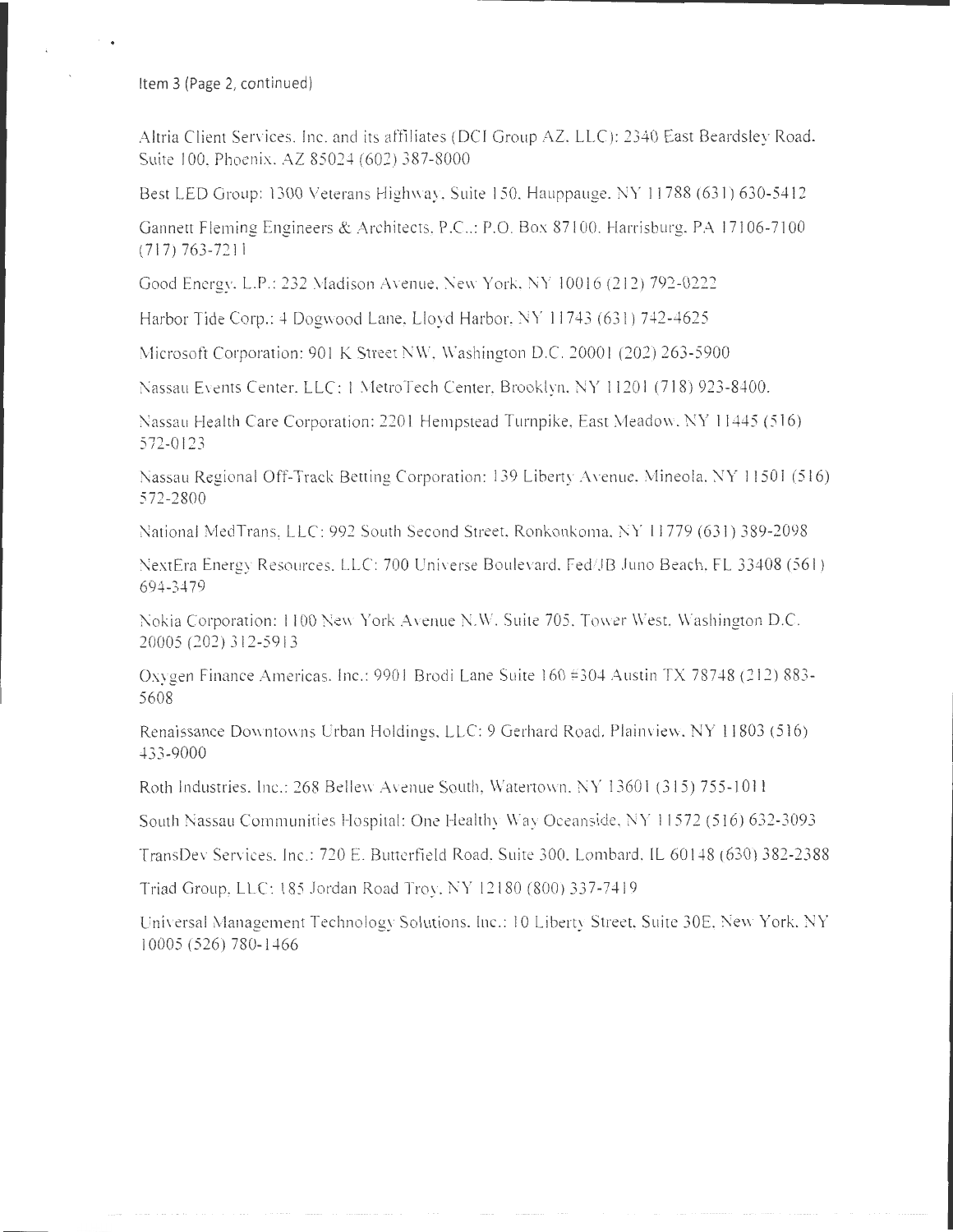Item 3 (Page 2, continued)

Altria Client Services. Inc. and its affiliates (DCI Group AZ. LLC): 2340 East Beardsley Road. Suite 100. Phoenix. AZ 85024 (602) 387-8000

Best LED Group: 1300 Veterans Highway. Suite 150. Hauppauge. NY 11788 (631) 630-5412

Gannett Fleming Engineers & Architects. P.C..: P.O. Box 87100. Harrisburg. PA 17106-7100 (717) 763-7211

Good Energy. L.P.: 232 Madison Avenue. New York. NY 10016 (212) 792-0222

Harbor Tide Corp.: 4 Dogwood Lane. Lloyd Harbor. NY 11743 (631) 742-4625

Microsoft Corporation: 901 K Street NW. Washington D.C. 20001 (202) 263-5900

Nassau Events Center. LLC: 1 MetroTech Center. Brooklyn. NY 11201 (718) 923-8400.

Nassau Health Care Corporation: 2201 Hempstead Turnpike. East Meadow. NY 11445 (516) 572-0123

Nassau Regional Off-Track Betting Corporation: 139 Liberty Avenue. Mineola. NY 11501 (516) 572-2800

National MedTrans, LLC: 992 South Second Street. Ronkonkoma. NY 11779 (631) 389-2098

NextEra Energy Resources. LLC: 700 Universe Boulevard. Fed/JB Juno Beach. FL 33408 (561) 694-3479

Nokia Corporation: 1100 New York Avenue N.W. Suite 705. Tower West. Washington D.C. 20005 (202) 312-5913

Oxygen Finance Americas. Inc.: 9901 Brodi Lane Suite 160 #304 Austin TX 78748 (212) 883-5608

Renaissance Downtowns Urban Holdings, LLC: 9 Gerhard Road. Plainview. NY 11803 (516) 433-9000

Roth Industries. Inc.: 268 Bellew Avenue South, Watertown. NY 13601 (315) 755-1011

South Nassau Communities Hospital: One Healthy Way Oceanside. NY 11572 (516) 632-3093

TransDev Services. Inc.: 720 E. Butterfield Road. Suite 300. Lombard. IL 60148 (630) 382-2388

Triad Group, LLC: 185 Jordan Road Troy. NY 12180 (800) 337-7419

Universal Management Technology Solutions. Inc.: 10 Liberty Street. Suite 30E. New York. NY 10005 (526) 780-1466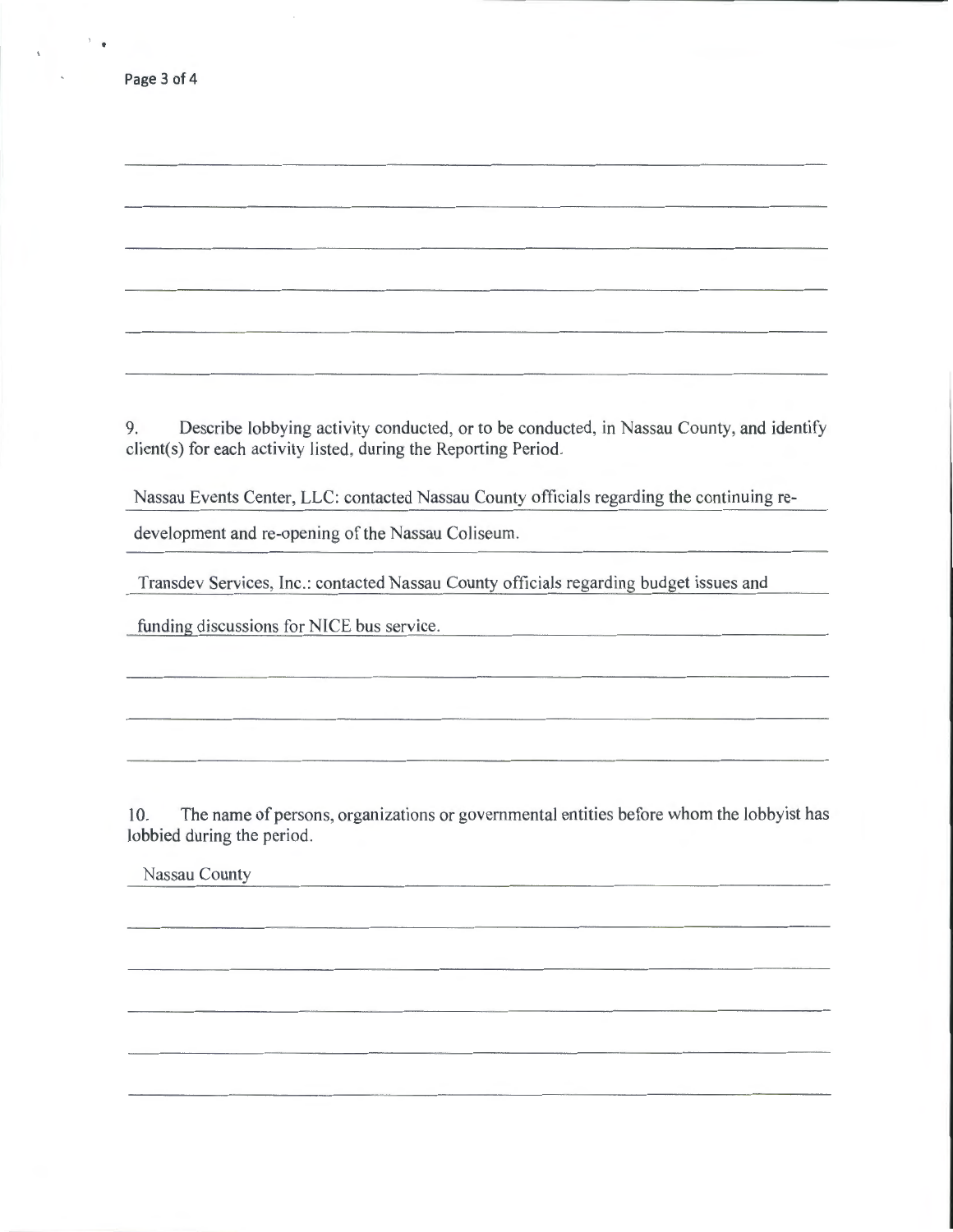9. Describe lobbying activity conducted, or to be conducted, in Nassau County, and identify client(s) for each activity listed, during the Reporting Period.

Nassau Events Center, LLC: contacted Nassau County officials regarding the continuing re-development and re-opening of the Nassau Coliseum.

Transdev Services, Inc.: contacted Nassau County officials regarding budget issues and funding discussions for NICE bus service.

10. The name of persons, organizations or governmental entities before whom the lobbyist has lobbied during the period.

Nassau County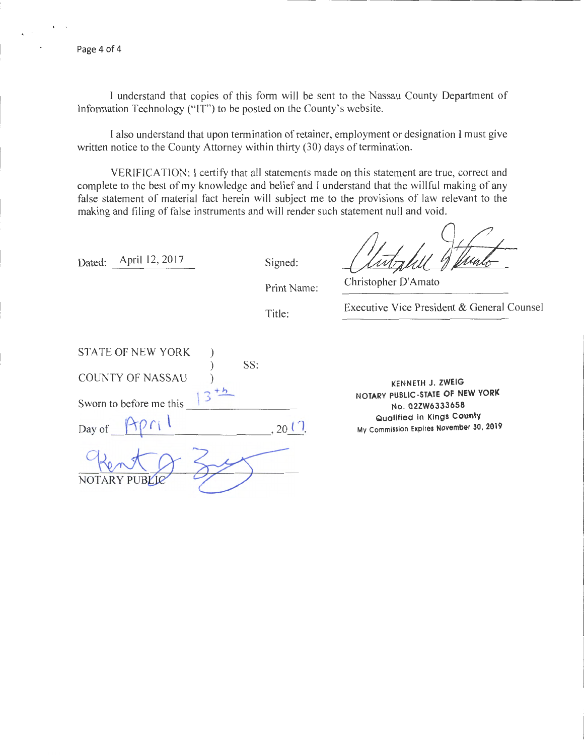I understand that copies of this form will be sent to the Nassau County Department of Information Technology ("IT") to be posted on the County's website.

I also understand that upon termination of retainer, employment or designation I must give written notice to the County Attorney within thirty (30) days of termination.

VERIFICATION: I certify that all statements made on this statement are true, correct and complete to the best of my knowledge and belief and I understand that the willful making of any false statement of material fact herein will subject me to the provisions of law relevant to the making and filing of false instruments and will render such statement null and void.

Dated: April 12, 2017

Signed: Christopher D'Amato

Print Name: Christopher D'Amato

Title: Executive Vice President & General Counsel

STATE OF NEW YORK )
) SS:
COUNTY OF NASSAU )

Sworn to before me this 13th

Day of April, 2017.

Kenneth J. Zweig

NOTARY PUBLIC

KENNETH J. ZWEIG
NOTARY PUBLIC-STATE OF NEW YORK
No. 02ZW6333658
Qualified In Kings County
My Commission Expires November 30, 2019